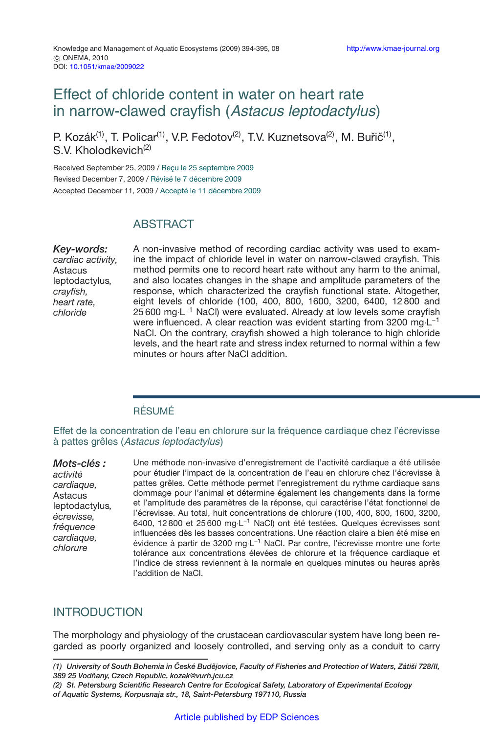Knowledge and Management of Aquatic Ecosystems (2009) 394-395, 08 http://www.kmae-journal.org
© ONEMA, 2010
DOI: 10.1051/kmae/2009022

# Effect of chloride content in water on heart rate in narrow-clawed crayfish (*Astacus leptodactylus*)

P. Kozák[1], T. Policar[1], V.P. Fedotov[2], T.V. Kuznetsova[2], M. Buřič[1], S.V. Kholodkevich[2]

Received September 25, 2009 / Reçu le 25 septembre 2009
Revised December 7, 2009 / Révisé le 7 décembre 2009
Accepted December 11, 2009 / Accepté le 11 décembre 2009

## ABSTRACT

***Key-words:*** *cardiac activity,* Astacus leptodactylus*, crayfish, heart rate, chloride*

A non-invasive method of recording cardiac activity was used to examine the impact of chloride level in water on narrow-clawed crayfish. This method permits one to record heart rate without any harm to the animal, and also locates changes in the shape and amplitude parameters of the response, which characterized the crayfish functional state. Altogether, eight levels of chloride (100, 400, 800, 1600, 3200, 6400, 12 800 and 25 600 mg·$L^{-1}$ NaCl) were evaluated. Already at low levels some crayfish were influenced. A clear reaction was evident starting from 3200 mg·$L^{-1}$ NaCl. On the contrary, crayfish showed a high tolerance to high chloride levels, and the heart rate and stress index returned to normal within a few minutes or hours after NaCl addition.

## RÉSUMÉ

### Effet de la concentration de l'eau en chlorure sur la fréquence cardiaque chez l'écrevisse à pattes grêles (*Astacus leptodactylus*)

***Mots-clés :*** *activité cardiaque,* Astacus leptodactylus*, écrevisse, fréquence cardiaque, chlorure*

Une méthode non-invasive d'enregistrement de l'activité cardiaque a été utilisée pour étudier l'impact de la concentration de l'eau en chlorure chez l'écrevisse à pattes grêles. Cette méthode permet l'enregistrement du rythme cardiaque sans dommage pour l'animal et détermine également les changements dans la forme et l'amplitude des paramètres de la réponse, qui caractérise l'état fonctionnel de l'écrevisse. Au total, huit concentrations de chlorure (100, 400, 800, 1600, 3200, 6400, 12 800 et 25 600 mg·$L^{-1}$ NaCl) ont été testées. Quelques écrevisses sont influencées dès les basses concentrations. Une réaction claire a bien été mise en évidence à partir de 3200 mg·$L^{-1}$ NaCl. Par contre, l'écrevisse montre une forte tolérance aux concentrations élevées de chlorure et la fréquence cardiaque et l'indice de stress reviennent à la normale en quelques minutes ou heures après l'addition de NaCl.

## INTRODUCTION

The morphology and physiology of the crustacean cardiovascular system have long been regarded as poorly organized and loosely controlled, and serving only as a conduit to carry

---

*(1) University of South Bohemia in České Budějovice, Faculty of Fisheries and Protection of Waters, Zátiší 728/II, 389 25 Vodňany, Czech Republic, kozak@vurh.jcu.cz*
*(2) St. Petersburg Scientific Research Centre for Ecological Safety, Laboratory of Experimental Ecology of Aquatic Systems, Korpusnaja str., 18, Saint-Petersburg 197110, Russia*

Article published by EDP Sciences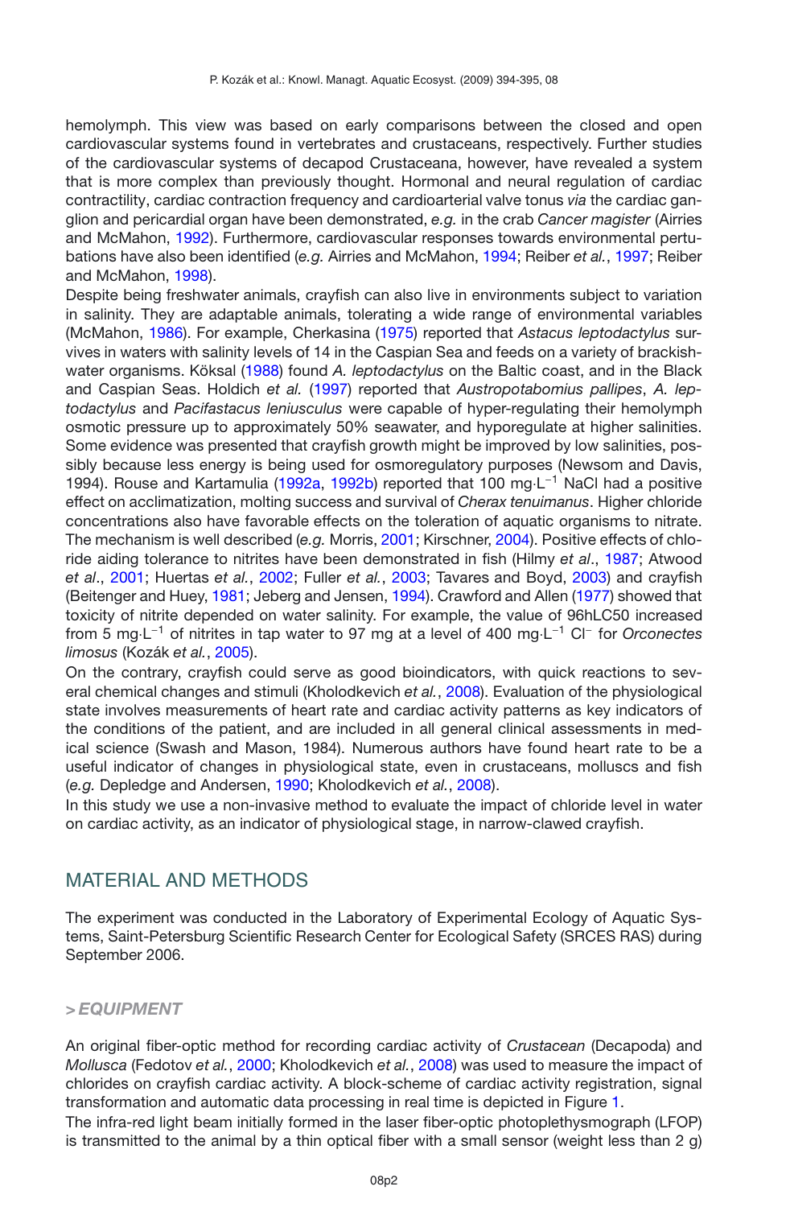hemolymph. This view was based on early comparisons between the closed and open cardiovascular systems found in vertebrates and crustaceans, respectively. Further studies of the cardiovascular systems of decapod Crustaceana, however, have revealed a system that is more complex than previously thought. Hormonal and neural regulation of cardiac contractility, cardiac contraction frequency and cardioarterial valve tonus *via* the cardiac ganglion and pericardial organ have been demonstrated, *e.g.* in the crab *Cancer magister* (Airries and McMahon, 1992). Furthermore, cardiovascular responses towards environmental pertubations have also been identified (*e.g.* Airries and McMahon, 1994; Reiber *et al.*, 1997; Reiber and McMahon, 1998).

Despite being freshwater animals, crayfish can also live in environments subject to variation in salinity. They are adaptable animals, tolerating a wide range of environmental variables (McMahon, 1986). For example, Cherkasina (1975) reported that *Astacus leptodactylus* survives in waters with salinity levels of 14 in the Caspian Sea and feeds on a variety of brackish-water organisms. Köksal (1988) found *A. leptodactylus* on the Baltic coast, and in the Black and Caspian Seas. Holdich *et al.* (1997) reported that *Austropotabomius pallipes*, *A. leptodactylus* and *Pacifastacus leniusculus* were capable of hyper-regulating their hemolymph osmotic pressure up to approximately 50% seawater, and hyporegulate at higher salinities. Some evidence was presented that crayfish growth might be improved by low salinities, possibly because less energy is being used for osmoregulatory purposes (Newsom and Davis, 1994). Rouse and Kartamulia (1992a, 1992b) reported that 100 $mg \cdot L^{-1}$ NaCl had a positive effect on acclimatization, molting success and survival of *Cherax tenuimanus*. Higher chloride concentrations also have favorable effects on the toleration of aquatic organisms to nitrate. The mechanism is well described (*e.g.* Morris, 2001; Kirschner, 2004). Positive effects of chloride aiding tolerance to nitrites have been demonstrated in fish (Hilmy *et al.*, 1987; Atwood *et al.*, 2001; Huertas *et al.*, 2002; Fuller *et al.*, 2003; Tavares and Boyd, 2003) and crayfish (Beitenger and Huey, 1981; Jeberg and Jensen, 1994). Crawford and Allen (1977) showed that toxicity of nitrite depended on water salinity. For example, the value of 96hLC50 increased from 5 $mg \cdot L^{-1}$ of nitrites in tap water to 97 mg at a level of 400 $mg \cdot L^{-1}$ $Cl^-$ for *Orconectes limosus* (Kozák *et al.*, 2005).

On the contrary, crayfish could serve as good bioindicators, with quick reactions to several chemical changes and stimuli (Kholodkevich *et al.*, 2008). Evaluation of the physiological state involves measurements of heart rate and cardiac activity patterns as key indicators of the conditions of the patient, and are included in all general clinical assessments in medical science (Swash and Mason, 1984). Numerous authors have found heart rate to be a useful indicator of changes in physiological state, even in crustaceans, molluscs and fish (*e.g.* Depledge and Andersen, 1990; Kholodkevich *et al.*, 2008).

In this study we use a non-invasive method to evaluate the impact of chloride level in water on cardiac activity, as an indicator of physiological stage, in narrow-clawed crayfish.

## MATERIAL AND METHODS

The experiment was conducted in the Laboratory of Experimental Ecology of Aquatic Systems, Saint-Petersburg Scientific Research Center for Ecological Safety (SRCES RAS) during September 2006.

### > EQUIPMENT

An original fiber-optic method for recording cardiac activity of *Crustacean* (Decapoda) and *Mollusca* (Fedotov *et al.*, 2000; Kholodkevich *et al.*, 2008) was used to measure the impact of chlorides on crayfish cardiac activity. A block-scheme of cardiac activity registration, signal transformation and automatic data processing in real time is depicted in Figure 1.

The infra-red light beam initially formed in the laser fiber-optic photoplethysmograph (LFOP) is transmitted to the animal by a thin optical fiber with a small sensor (weight less than 2 g)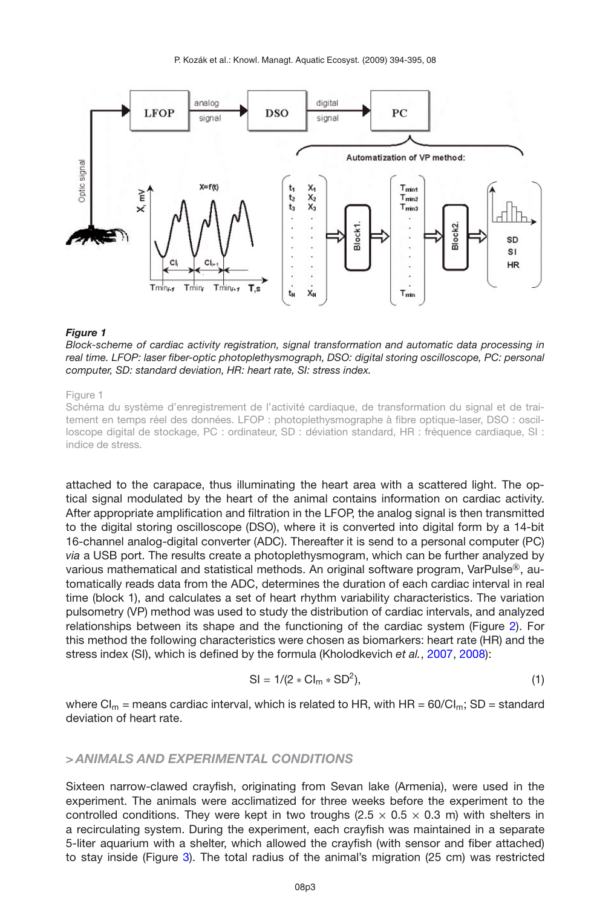***Figure 1***
*Block-scheme of cardiac activity registration, signal transformation and automatic data processing in real time. LFOP: laser fiber-optic photoplethysmograph, DSO: digital storing oscilloscope, PC: personal computer, SD: standard deviation, HR: heart rate, SI: stress index.*

Figure 1
Schéma du système d'enregistrement de l'activité cardiaque, de transformation du signal et de traitement en temps réel des données. LFOP : photoplethysmographe à fibre optique-laser, DSO : oscilloscope digital de stockage, PC : ordinateur, SD : déviation standard, HR : fréquence cardiaque, SI : indice de stress.

attached to the carapace, thus illuminating the heart area with a scattered light. The optical signal modulated by the heart of the animal contains information on cardiac activity. After appropriate amplification and filtration in the LFOP, the analog signal is then transmitted to the digital storing oscilloscope (DSO), where it is converted into digital form by a 14-bit 16-channel analog-digital converter (ADC). Thereafter it is send to a personal computer (PC) *via* a USB port. The results create a photoplethysmogram, which can be further analyzed by various mathematical and statistical methods. An original software program, VarPulse®, automatically reads data from the ADC, determines the duration of each cardiac interval in real time (block 1), and calculates a set of heart rhythm variability characteristics. The variation pulsometry (VP) method was used to study the distribution of cardiac intervals, and analyzed relationships between its shape and the functioning of the cardiac system (Figure 2). For this method the following characteristics were chosen as biomarkers: heart rate (HR) and the stress index (SI), which is defined by the formula (Kholodkevich *et al.*, 2007, 2008):

$$SI = 1/(2 * CI_m * SD^2), \tag{1}$$

where $CI_m$ = means cardiac interval, which is related to HR, with $HR = 60/CI_m$; SD = standard deviation of heart rate.

## > *ANIMALS AND EXPERIMENTAL CONDITIONS*

Sixteen narrow-clawed crayfish, originating from Sevan lake (Armenia), were used in the experiment. The animals were acclimatized for three weeks before the experiment to the controlled conditions. They were kept in two troughs (2.5 × 0.5 × 0.3 m) with shelters in a recirculating system. During the experiment, each crayfish was maintained in a separate 5-liter aquarium with a shelter, which allowed the crayfish (with sensor and fiber attached) to stay inside (Figure 3). The total radius of the animal's migration (25 cm) was restricted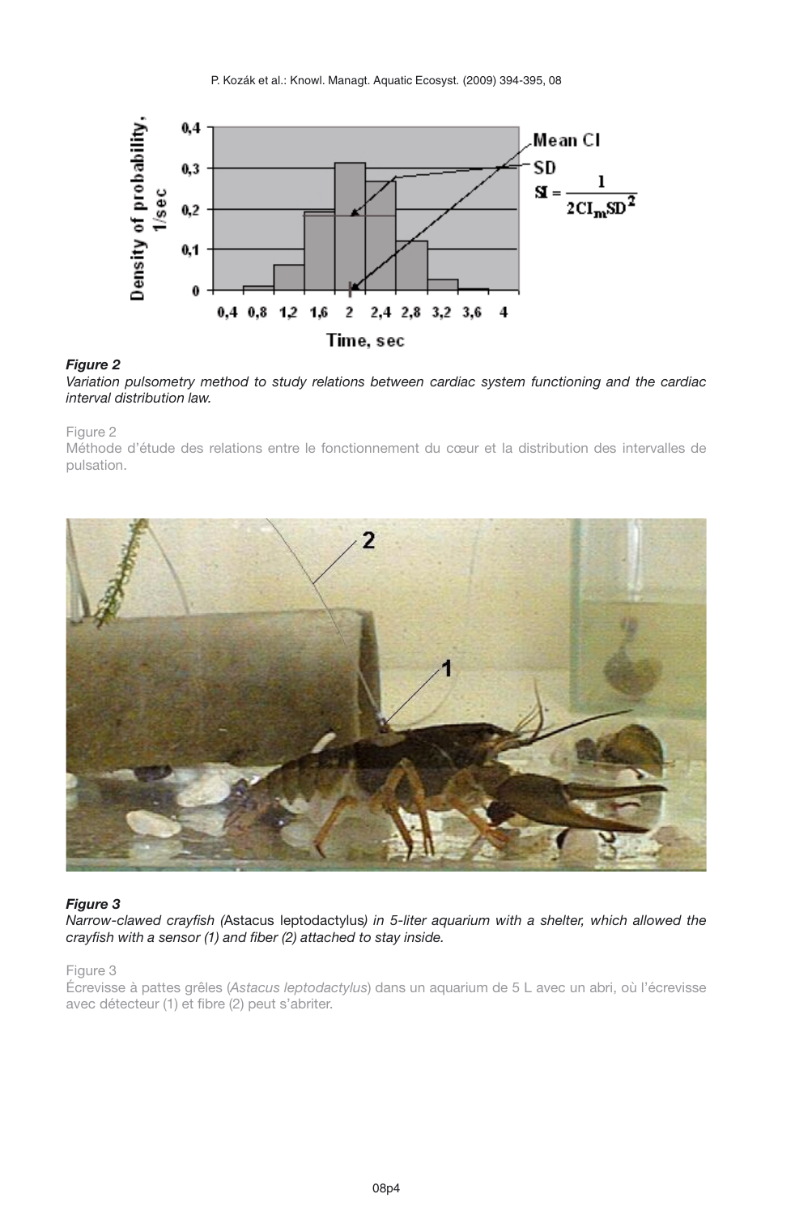***Figure 2***

*Variation pulsometry method to study relations between cardiac system functioning and the cardiac interval distribution law.*

Figure 2

Méthode d'étude des relations entre le fonctionnement du cœur et la distribution des intervalles de pulsation.

***Figure 3***

*Narrow-clawed crayfish (*Astacus leptodactylus*) in 5-liter aquarium with a shelter, which allowed the crayfish with a sensor (1) and fiber (2) attached to stay inside.*

Figure 3

Écrevisse à pattes grêles (*Astacus leptodactylus*) dans un aquarium de 5 L avec un abri, où l'écrevisse avec détecteur (1) et fibre (2) peut s'abriter.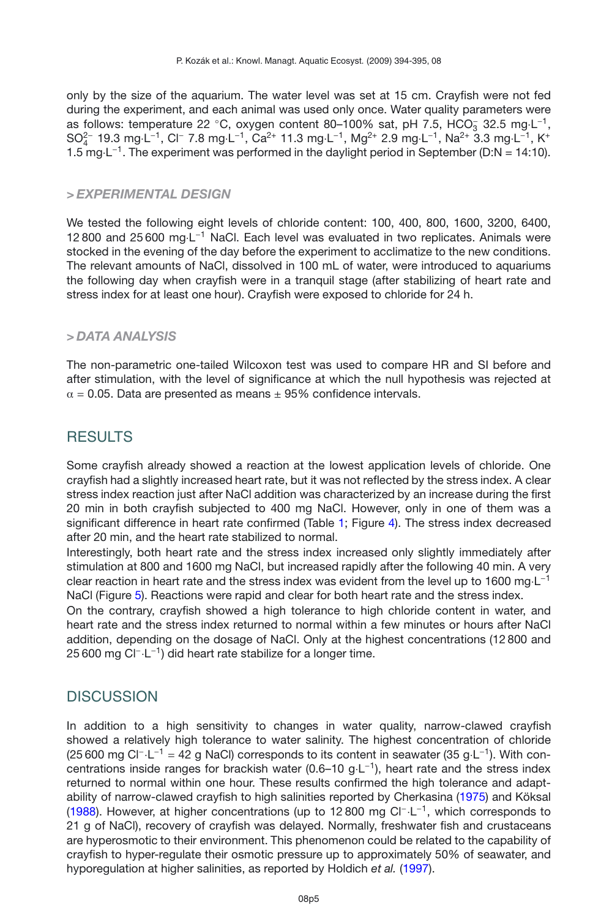only by the size of the aquarium. The water level was set at 15 cm. Crayfish were not fed during the experiment, and each animal was used only once. Water quality parameters were as follows: temperature 22 °C, oxygen content 80–100% sat, pH 7.5, $HCO_3^-$ 32.5 mg·L$^{-1}$, $SO_4^{2-}$ 19.3 mg·L$^{-1}$, $Cl^-$ 7.8 mg·L$^{-1}$, $Ca^{2+}$ 11.3 mg·L$^{-1}$, $Mg^{2+}$ 2.9 mg·L$^{-1}$, $Na^{2+}$ 3.3 mg·L$^{-1}$, $K^+$ 1.5 mg·L$^{-1}$. The experiment was performed in the daylight period in September (D:N = 14:10).

### > *EXPERIMENTAL DESIGN*

We tested the following eight levels of chloride content: 100, 400, 800, 1600, 3200, 6400, 12 800 and 25 600 mg·L$^{-1}$ NaCl. Each level was evaluated in two replicates. Animals were stocked in the evening of the day before the experiment to acclimatize to the new conditions. The relevant amounts of NaCl, dissolved in 100 mL of water, were introduced to aquariums the following day when crayfish were in a tranquil stage (after stabilizing of heart rate and stress index for at least one hour). Crayfish were exposed to chloride for 24 h.

### > *DATA ANALYSIS*

The non-parametric one-tailed Wilcoxon test was used to compare HR and SI before and after stimulation, with the level of significance at which the null hypothesis was rejected at $\alpha = 0.05$. Data are presented as means ± 95% confidence intervals.

## RESULTS

Some crayfish already showed a reaction at the lowest application levels of chloride. One crayfish had a slightly increased heart rate, but it was not reflected by the stress index. A clear stress index reaction just after NaCl addition was characterized by an increase during the first 20 min in both crayfish subjected to 400 mg NaCl. However, only in one of them was a significant difference in heart rate confirmed (Table 1; Figure 4). The stress index decreased after 20 min, and the heart rate stabilized to normal.

Interestingly, both heart rate and the stress index increased only slightly immediately after stimulation at 800 and 1600 mg NaCl, but increased rapidly after the following 40 min. A very clear reaction in heart rate and the stress index was evident from the level up to 1600 mg·L$^{-1}$ NaCl (Figure 5). Reactions were rapid and clear for both heart rate and the stress index.

On the contrary, crayfish showed a high tolerance to high chloride content in water, and heart rate and the stress index returned to normal within a few minutes or hours after NaCl addition, depending on the dosage of NaCl. Only at the highest concentrations (12 800 and 25 600 mg $Cl^-$·L$^{-1}$) did heart rate stabilize for a longer time.

## DISCUSSION

In addition to a high sensitivity to changes in water quality, narrow-clawed crayfish showed a relatively high tolerance to water salinity. The highest concentration of chloride (25 600 mg $Cl^-$·L$^{-1}$ = 42 g NaCl) corresponds to its content in seawater (35 g·L$^{-1}$). With concentrations inside ranges for brackish water (0.6–10 g·L$^{-1}$), heart rate and the stress index returned to normal within one hour. These results confirmed the high tolerance and adaptability of narrow-clawed crayfish to high salinities reported by Cherkasina (1975) and Köksal (1988). However, at higher concentrations (up to 12 800 mg $Cl^-$·L$^{-1}$, which corresponds to 21 g of NaCl), recovery of crayfish was delayed. Normally, freshwater fish and crustaceans are hyperosmotic to their environment. This phenomenon could be related to the capability of crayfish to hyper-regulate their osmotic pressure up to approximately 50% of seawater, and hyporegulation at higher salinities, as reported by Holdich *et al.* (1997).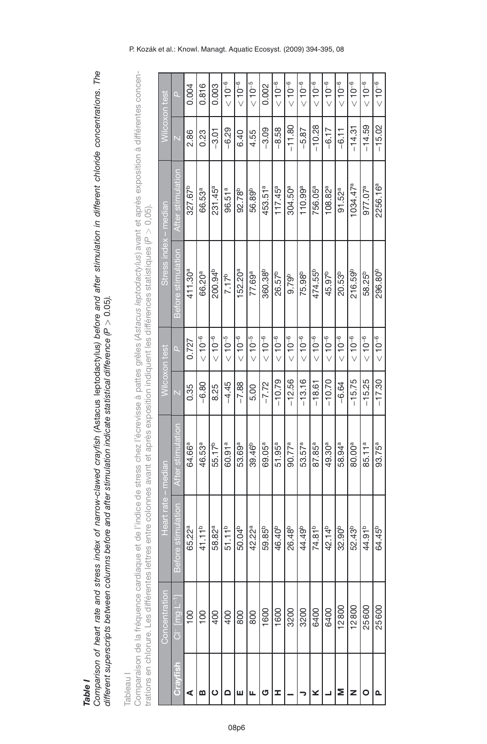***Table I***

*Comparison of heart rate and stress index of narrow-clawed crayfish (*Astacus leptodactylus*) before and after stimulation in different chloride concentrations. The different superscripts between columns before and after stimulation indicate statistical difference ($P > 0.05$).*

Tableau I

Comparaison de la fréquence cardiaque et de l'indice de stress chez l'écrevisse à pattes grêles (*Astacus leptodactylus*) avant et après exposition à différentes concentrations en chlorure. Les différentes lettres entre colonnes avant et après exposition indiquent les différences statistiques ($P > 0,05$).

| | Concentration | Heart rate – median | | Wilcoxon test | | Stress index – median | | Wilcoxon test | |
|---|---|---|---|---|---|---|---|---|---|
| Crayfish | $Cl^-$ [mg·L$^{-1}$] | Before stimulation | After stimulation | Z | P | Before stimulation | After stimulation | Z | P |
| A | 100 | $65.22^a$ | $64.66^a$ | 0.35 | 0.727 | $411.30^a$ | $327.67^b$ | 2.86 | 0.004 |
| B | 100 | $41.11^b$ | $46.53^a$ | −6.80 | $< 10^{-6}$ | $66.20^a$ | $66.53^a$ | 0.23 | 0.816 |
| C | 400 | $58.82^a$ | $55.17^b$ | 8.25 | $< 10^{-6}$ | $200.94^b$ | $231.45^a$ | −3.01 | 0.003 |
| D | 400 | $51.11^b$ | $60.91^a$ | −4.45 | $< 10^{-5}$ | $7.17^b$ | $96.51^a$ | −6.29 | $< 10^{-6}$ |
| E | 800 | $50.04^b$ | $53.69^a$ | −7.88 | $< 10^{-6}$ | $152.20^a$ | $92.78^b$ | 6.40 | $< 10^{-6}$ |
| F | 800 | $42.22^a$ | $39.46^b$ | 5.00 | $< 10^{-5}$ | $77.69^a$ | $56.89^b$ | 4.55 | $< 10^{-5}$ |
| G | 1600 | $59.85^b$ | $69.05^a$ | −7.72 | $< 10^{-6}$ | $360.38^b$ | $453.51^a$ | −3.09 | 0.002 |
| H | 1600 | $46.40^b$ | $51.95^a$ | −10.79 | $< 10^{-6}$ | $26.57^b$ | $117.45^a$ | −8.58 | $< 10^{-6}$ |
| I | 3200 | $26.48^b$ | $90.77^a$ | −12.56 | $< 10^{-6}$ | $9.79^b$ | $304.50^a$ | −11.80 | $< 10^{-6}$ |
| J | 3200 | $44.49^b$ | $53.57^a$ | −13.16 | $< 10^{-6}$ | $75.98^b$ | $110.99^a$ | −5.87 | $< 10^{-6}$ |
| K | 6400 | $74.81^b$ | $87.85^a$ | −18.61 | $< 10^{-6}$ | $474.55^b$ | $756.05^a$ | −10.28 | $< 10^{-6}$ |
| L | 6400 | $42.14^b$ | $49.30^a$ | −10.70 | $< 10^{-6}$ | $45.97^b$ | $108.82^a$ | −6.17 | $< 10^{-6}$ |
| M | 12 800 | $32.90^b$ | $58.94^a$ | −6.64 | $< 10^{-6}$ | $20.53^b$ | $91.52^a$ | −6.11 | $< 10^{-6}$ |
| N | 12 800 | $52.43^b$ | $80.00^a$ | −15.75 | $< 10^{-6}$ | $216.59^b$ | $1034.47^a$ | −14.31 | $< 10^{-6}$ |
| O | 25 600 | $44.91^b$ | $85.11^a$ | −15.25 | $< 10^{-6}$ | $58.25^b$ | $977.07^a$ | −14.59 | $< 10^{-6}$ |
| P | 25 600 | $64.45^b$ | $93.75^a$ | −17.30 | $< 10^{-6}$ | $296.80^b$ | $2256.16^a$ | −15.02 | $< 10^{-6}$ |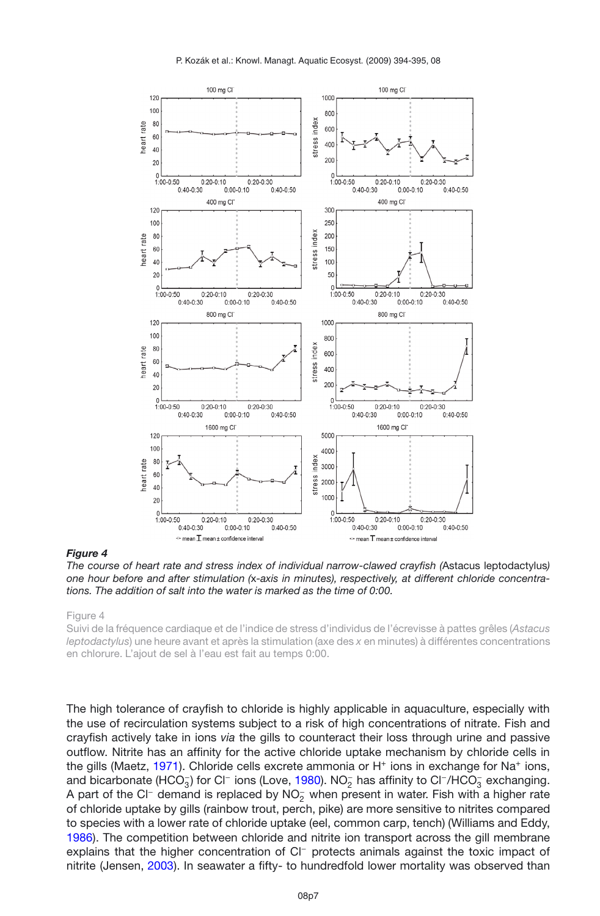***Figure 4***

*The course of heart rate and stress index of individual narrow-clawed crayfish (*Astacus leptodactylus*) one hour before and after stimulation (x-axis in minutes), respectively, at different chloride concentrations. The addition of salt into the water is marked as the time of 0:00.*

Figure 4

Suivi de la fréquence cardiaque et de l'indice de stress d'individus de l'écrevisse à pattes grêles (*Astacus leptodactylus*) une heure avant et après la stimulation (axe des *x* en minutes) à différentes concentrations en chlorure. L'ajout de sel à l'eau est fait au temps 0:00.

The high tolerance of crayfish to chloride is highly applicable in aquaculture, especially with the use of recirculation systems subject to a risk of high concentrations of nitrate. Fish and crayfish actively take in ions *via* the gills to counteract their loss through urine and passive outflow. Nitrite has an affinity for the active chloride uptake mechanism by chloride cells in the gills (Maetz, 1971). Chloride cells excrete ammonia or $H^+$ ions in exchange for $Na^+$ ions, and bicarbonate ($HCO_3^-$) for $Cl^-$ ions (Love, 1980). $NO_2^-$ has affinity to $Cl^-/HCO_3^-$ exchanging. A part of the $Cl^-$ demand is replaced by $NO_2^-$ when present in water. Fish with a higher rate of chloride uptake by gills (rainbow trout, perch, pike) are more sensitive to nitrites compared to species with a lower rate of chloride uptake (eel, common carp, tench) (Williams and Eddy, 1986). The competition between chloride and nitrite ion transport across the gill membrane explains that the higher concentration of $Cl^-$ protects animals against the toxic impact of nitrite (Jensen, 2003). In seawater a fifty- to hundredfold lower mortality was observed than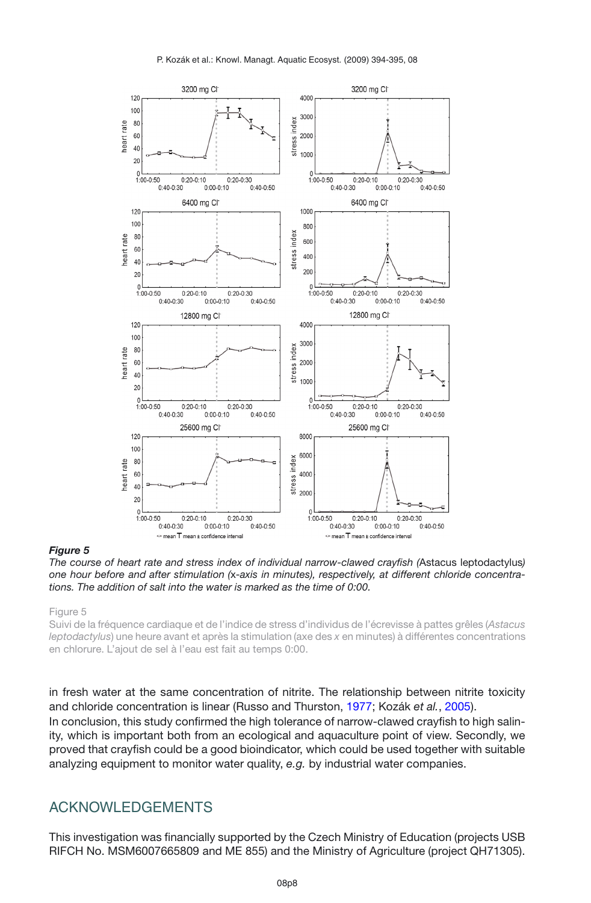***Figure 5***

*The course of heart rate and stress index of individual narrow-clawed crayfish (*Astacus leptodactylus*) one hour before and after stimulation (x-axis in minutes), respectively, at different chloride concentrations. The addition of salt into the water is marked as the time of 0:00.*

Figure 5

Suivi de la fréquence cardiaque et de l'indice de stress d'individus de l'écrevisse à pattes grêles (*Astacus leptodactylus*) une heure avant et après la stimulation (axe des *x* en minutes) à différentes concentrations en chlorure. L'ajout de sel à l'eau est fait au temps 0:00.

in fresh water at the same concentration of nitrite. The relationship between nitrite toxicity and chloride concentration is linear (Russo and Thurston, 1977; Kozák *et al.*, 2005).

In conclusion, this study confirmed the high tolerance of narrow-clawed crayfish to high salinity, which is important both from an ecological and aquaculture point of view. Secondly, we proved that crayfish could be a good bioindicator, which could be used together with suitable analyzing equipment to monitor water quality, *e.g.* by industrial water companies.

## ACKNOWLEDGEMENTS

This investigation was financially supported by the Czech Ministry of Education (projects USB RIFCH No. MSM6007665809 and ME 855) and the Ministry of Agriculture (project QH71305).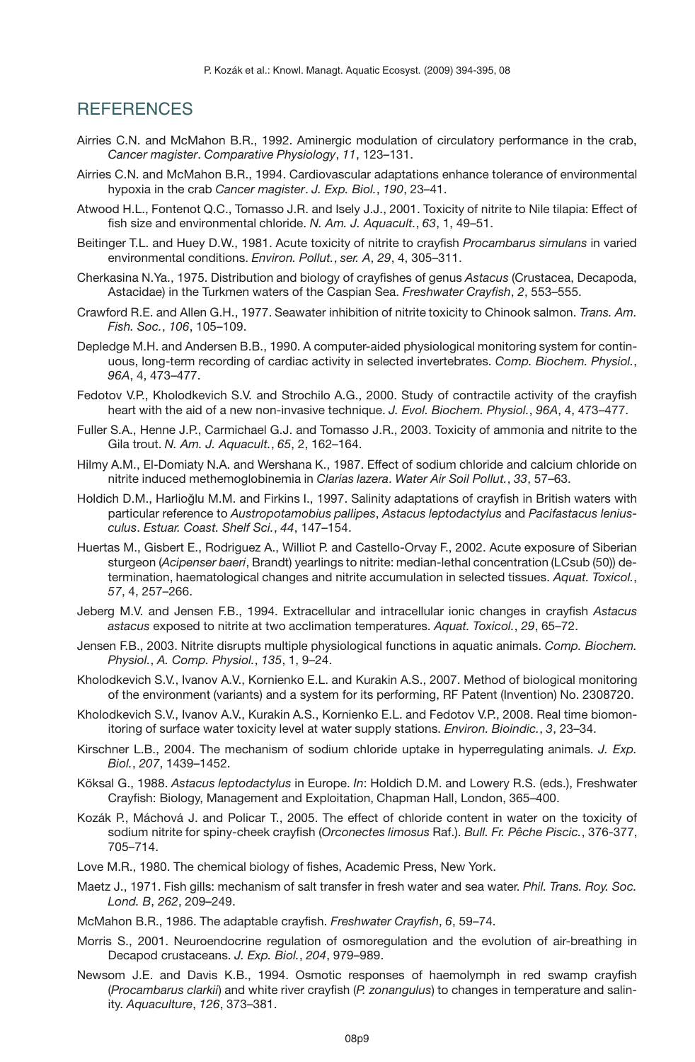## REFERENCES

Airries C.N. and McMahon B.R., 1992. Aminergic modulation of circulatory performance in the crab, *Cancer magister*. *Comparative Physiology*, *11*, 123–131.

Airries C.N. and McMahon B.R., 1994. Cardiovascular adaptations enhance tolerance of environmental hypoxia in the crab *Cancer magister*. *J. Exp. Biol.*, *190*, 23–41.

Atwood H.L., Fontenot Q.C., Tomasso J.R. and Isely J.J., 2001. Toxicity of nitrite to Nile tilapia: Effect of fish size and environmental chloride. *N. Am. J. Aquacult.*, *63*, 1, 49–51.

Beitinger T.L. and Huey D.W., 1981. Acute toxicity of nitrite to crayfish *Procambarus simulans* in varied environmental conditions. *Environ. Pollut.*, *ser. A*, *29*, 4, 305–311.

Cherkasina N.Ya., 1975. Distribution and biology of crayfishes of genus *Astacus* (Crustacea, Decapoda, Astacidae) in the Turkmen waters of the Caspian Sea. *Freshwater Crayfish*, *2*, 553–555.

Crawford R.E. and Allen G.H., 1977. Seawater inhibition of nitrite toxicity to Chinook salmon. *Trans. Am. Fish. Soc.*, *106*, 105–109.

Depledge M.H. and Andersen B.B., 1990. A computer-aided physiological monitoring system for continuous, long-term recording of cardiac activity in selected invertebrates. *Comp. Biochem. Physiol.*, *96A*, 4, 473–477.

Fedotov V.P., Kholodkevich S.V. and Strochilo A.G., 2000. Study of contractile activity of the crayfish heart with the aid of a new non-invasive technique. *J. Evol. Biochem. Physiol.*, *96A*, 4, 473–477.

Fuller S.A., Henne J.P., Carmichael G.J. and Tomasso J.R., 2003. Toxicity of ammonia and nitrite to the Gila trout. *N. Am. J. Aquacult.*, *65*, 2, 162–164.

Hilmy A.M., El-Domiaty N.A. and Wershana K., 1987. Effect of sodium chloride and calcium chloride on nitrite induced methemoglobinemia in *Clarias lazera*. *Water Air Soil Pollut.*, *33*, 57–63.

Holdich D.M., Harlioğlu M.M. and Firkins I., 1997. Salinity adaptations of crayfish in British waters with particular reference to *Austropotamobius pallipes*, *Astacus leptodactylus* and *Pacifastacus leniusculus*. *Estuar. Coast. Shelf Sci.*, *44*, 147–154.

Huertas M., Gisbert E., Rodriguez A., Williot P. and Castello-Orvay F., 2002. Acute exposure of Siberian sturgeon (*Acipenser baeri*, Brandt) yearlings to nitrite: median-lethal concentration (LCsub (50)) determination, haematological changes and nitrite accumulation in selected tissues. *Aquat. Toxicol.*, *57*, 4, 257–266.

Jeberg M.V. and Jensen F.B., 1994. Extracellular and intracellular ionic changes in crayfish *Astacus astacus* exposed to nitrite at two acclimation temperatures. *Aquat. Toxicol.*, *29*, 65–72.

Jensen F.B., 2003. Nitrite disrupts multiple physiological functions in aquatic animals. *Comp. Biochem. Physiol.*, *A. Comp. Physiol.*, *135*, 1, 9–24.

Kholodkevich S.V., Ivanov A.V., Kornienko E.L. and Kurakin A.S., 2007. Method of biological monitoring of the environment (variants) and a system for its performing, RF Patent (Invention) No. 2308720.

Kholodkevich S.V., Ivanov A.V., Kurakin A.S., Kornienko E.L. and Fedotov V.P., 2008. Real time biomonitoring of surface water toxicity level at water supply stations. *Environ. Bioindic.*, *3*, 23–34.

Kirschner L.B., 2004. The mechanism of sodium chloride uptake in hyperregulating animals. *J. Exp. Biol.*, *207*, 1439–1452.

Köksal G., 1988. *Astacus leptodactylus* in Europe. *In*: Holdich D.M. and Lowery R.S. (eds.), Freshwater Crayfish: Biology, Management and Exploitation, Chapman Hall, London, 365–400.

Kozák P., Máchová J. and Policar T., 2005. The effect of chloride content in water on the toxicity of sodium nitrite for spiny-cheek crayfish (*Orconectes limosus* Raf.). *Bull. Fr. Pêche Piscic.*, 376-377, 705–714.

Love M.R., 1980. The chemical biology of fishes, Academic Press, New York.

Maetz J., 1971. Fish gills: mechanism of salt transfer in fresh water and sea water. *Phil. Trans. Roy. Soc. Lond. B*, *262*, 209–249.

McMahon B.R., 1986. The adaptable crayfish. *Freshwater Crayfish*, *6*, 59–74.

Morris S., 2001. Neuroendocrine regulation of osmoregulation and the evolution of air-breathing in Decapod crustaceans. *J. Exp. Biol.*, *204*, 979–989.

Newsom J.E. and Davis K.B., 1994. Osmotic responses of haemolymph in red swamp crayfish (*Procambarus clarkii*) and white river crayfish (*P. zonangulus*) to changes in temperature and salinity. *Aquaculture*, *126*, 373–381.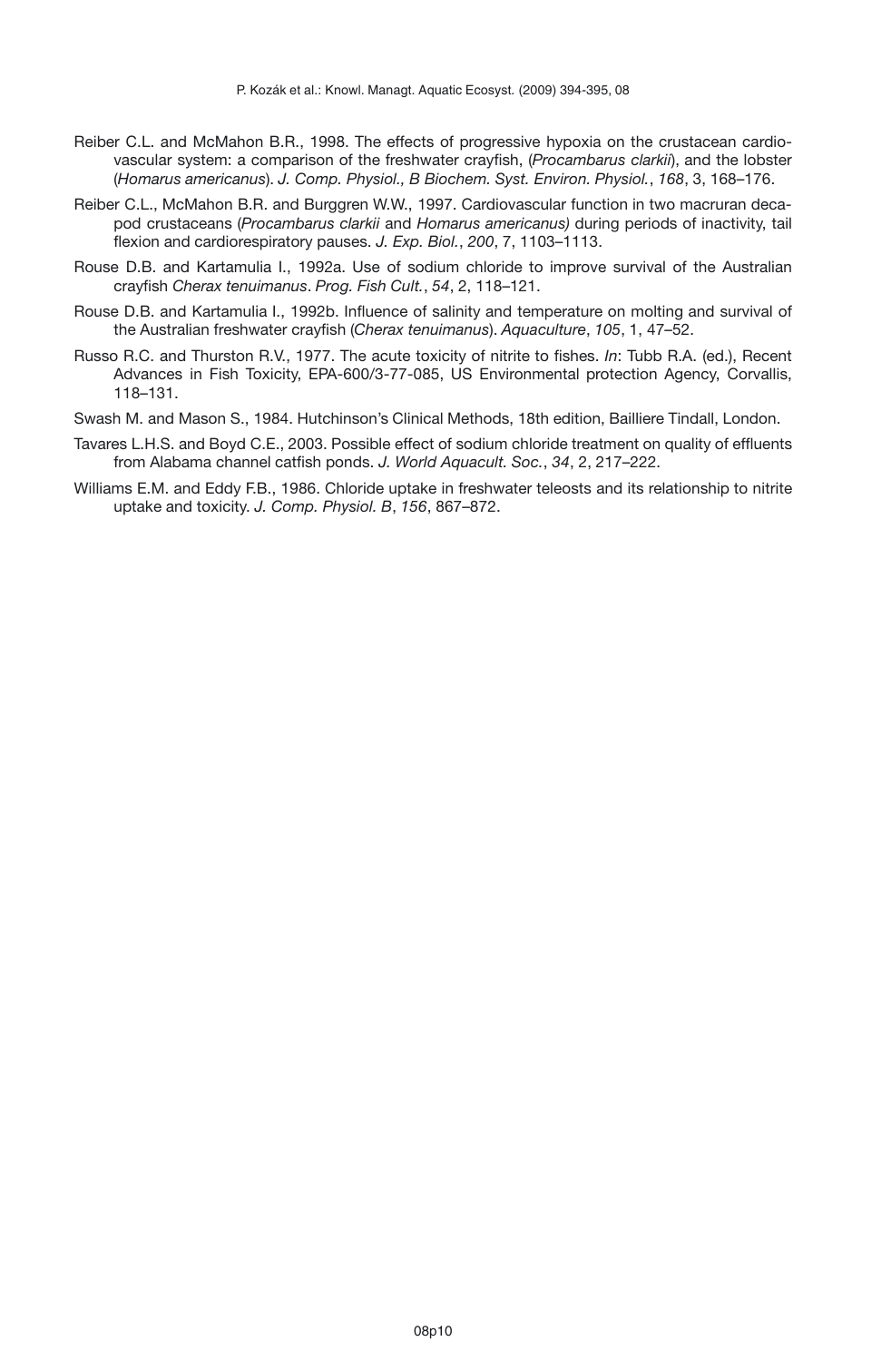Reiber C.L. and McMahon B.R., 1998. The effects of progressive hypoxia on the crustacean cardiovascular system: a comparison of the freshwater crayfish, (*Procambarus clarkii*), and the lobster (*Homarus americanus*). *J. Comp. Physiol., B Biochem. Syst. Environ. Physiol.*, *168*, 3, 168–176.

Reiber C.L., McMahon B.R. and Burggren W.W., 1997. Cardiovascular function in two macruran decapod crustaceans (*Procambarus clarkii* and *Homarus americanus)* during periods of inactivity, tail flexion and cardiorespiratory pauses. *J. Exp. Biol.*, *200*, 7, 1103–1113.

Rouse D.B. and Kartamulia I., 1992a. Use of sodium chloride to improve survival of the Australian crayfish *Cherax tenuimanus*. *Prog. Fish Cult.*, *54*, 2, 118–121.

Rouse D.B. and Kartamulia I., 1992b. Influence of salinity and temperature on molting and survival of the Australian freshwater crayfish (*Cherax tenuimanus*). *Aquaculture*, *105*, 1, 47–52.

Russo R.C. and Thurston R.V., 1977. The acute toxicity of nitrite to fishes. *In*: Tubb R.A. (ed.), Recent Advances in Fish Toxicity, EPA-600/3-77-085, US Environmental protection Agency, Corvallis, 118–131.

Swash M. and Mason S., 1984. Hutchinson's Clinical Methods, 18th edition, Bailliere Tindall, London.

Tavares L.H.S. and Boyd C.E., 2003. Possible effect of sodium chloride treatment on quality of effluents from Alabama channel catfish ponds. *J. World Aquacult. Soc.*, *34*, 2, 217–222.

Williams E.M. and Eddy F.B., 1986. Chloride uptake in freshwater teleosts and its relationship to nitrite uptake and toxicity. *J. Comp. Physiol. B*, *156*, 867–872.